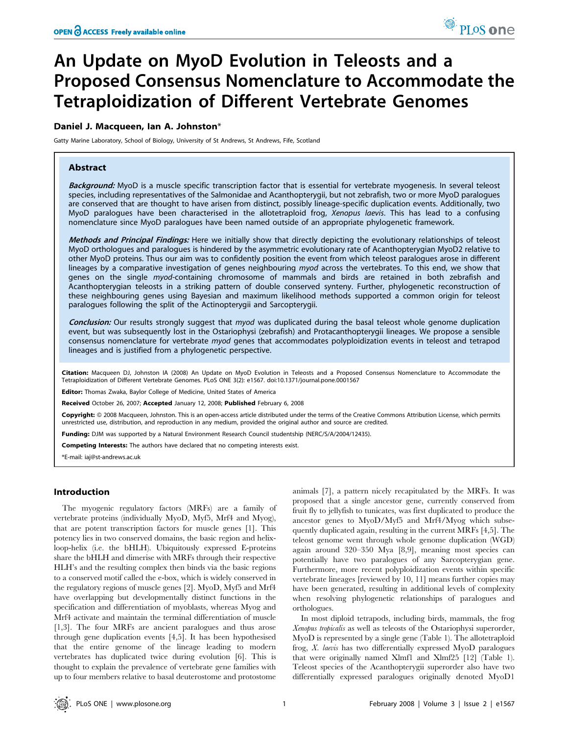# An Update on MyoD Evolution in Teleosts and a Proposed Consensus Nomenclature to Accommodate the Tetraploidization of Different Vertebrate Genomes

**Daniel J. Macqueen, Ian A. Johnston***

Gatty Marine Laboratory, School of Biology, University of St Andrews, St Andrews, Fife, Scotland

## Abstract

***Background:*** MyoD is a muscle specific transcription factor that is essential for vertebrate myogenesis. In several teleost species, including representatives of the Salmonidae and Acanthopterygii, but not zebrafish, two or more MyoD paralogues are conserved that are thought to have arisen from distinct, possibly lineage-specific duplication events. Additionally, two MyoD paralogues have been characterised in the allotetraploid frog, *Xenopus laevis*. This has lead to a confusing nomenclature since MyoD paralogues have been named outside of an appropriate phylogenetic framework.

***Methods and Principal Findings:*** Here we initially show that directly depicting the evolutionary relationships of teleost MyoD orthologues and paralogues is hindered by the asymmetric evolutionary rate of Acanthopterygian MyoD2 relative to other MyoD proteins. Thus our aim was to confidently position the event from which teleost paralogues arose in different lineages by a comparative investigation of genes neighbouring *myod* across the vertebrates. To this end, we show that genes on the single *myod*-containing chromosome of mammals and birds are retained in both zebrafish and Acanthopterygian teleosts in a striking pattern of double conserved synteny. Further, phylogenetic reconstruction of these neighbouring genes using Bayesian and maximum likelihood methods supported a common origin for teleost paralogues following the split of the Actinopterygii and Sarcopterygii.

***Conclusion:*** Our results strongly suggest that *myod* was duplicated during the basal teleost whole genome duplication event, but was subsequently lost in the Ostariophysi (zebrafish) and Protacanthopterygii lineages. We propose a sensible consensus nomenclature for vertebrate *myod* genes that accommodates polyploidization events in teleost and tetrapod lineages and is justified from a phylogenetic perspective.

**Citation:** Macqueen DJ, Johnston IA (2008) An Update on MyoD Evolution in Teleosts and a Proposed Consensus Nomenclature to Accommodate the Tetraploidization of Different Vertebrate Genomes. PLoS ONE 3(2): e1567. doi:10.1371/journal.pone.0001567

**Editor:** Thomas Zwaka, Baylor College of Medicine, United States of America

**Received** October 26, 2007; **Accepted** January 12, 2008; **Published** February 6, 2008

**Copyright:** © 2008 Macqueen, Johnston. This is an open-access article distributed under the terms of the Creative Commons Attribution License, which permits unrestricted use, distribution, and reproduction in any medium, provided the original author and source are credited.

**Funding:** DJM was supported by a Natural Environment Research Council studentship (NERC/S/A/2004/12435).

**Competing Interests:** The authors have declared that no competing interests exist.

*E-mail: iaj@st-andrews.ac.uk

## Introduction

The myogenic regulatory factors (MRFs) are a family of vertebrate proteins (individually MyoD, Myf5, Mrf4 and Myog), that are potent transcription factors for muscle genes [1]. This potency lies in two conserved domains, the basic region and helix-loop-helix (i.e. the bHLH). Ubiquitously expressed E-proteins share the bHLH and dimerise with MRFs through their respective HLH's and the resulting complex then binds via the basic regions to a conserved motif called the e-box, which is widely conserved in the regulatory regions of muscle genes [2]. MyoD, Myf5 and Mrf4 have overlapping but developmentally distinct functions in the specification and differentiation of myoblasts, whereas Myog and Mrf4 activate and maintain the terminal differentiation of muscle [1,3]. The four MRFs are ancient paralogues and thus arose through gene duplication events [4,5]. It has been hypothesised that the entire genome of the lineage leading to modern vertebrates has duplicated twice during evolution [6]. This is thought to explain the prevalence of vertebrate gene families with up to four members relative to basal deuterostome and protostome animals [7], a pattern nicely recapitulated by the MRFs. It was proposed that a single ancestor gene, currently conserved from fruit fly to jellyfish to tunicates, was first duplicated to produce the ancestor genes to MyoD/Myf5 and Mrf4/Myog which subsequently duplicated again, resulting in the current MRFs [4,5]. The teleost genome went through whole genome duplication (WGD) again around 320–350 Mya [8,9], meaning most species can potentially have two paralogues of any Sarcopterygian gene. Furthermore, more recent polyploidization events within specific vertebrate lineages [reviewed by 10, 11] means further copies may have been generated, resulting in additional levels of complexity when resolving phylogenetic relationships of paralogues and orthologues.

In most diploid tetrapods, including birds, mammals, the frog *Xenopus tropicalis* as well as teleosts of the Ostariophysi superorder, MyoD is represented by a single gene (Table 1). The allotetraploid frog, *X. laevis* has two differentially expressed MyoD paralogues that were originally named Xlmf1 and Xlmf25 [12] (Table 1). Teleost species of the Acanthopterygii superorder also have two differentially expressed paralogues originally denoted MyoD1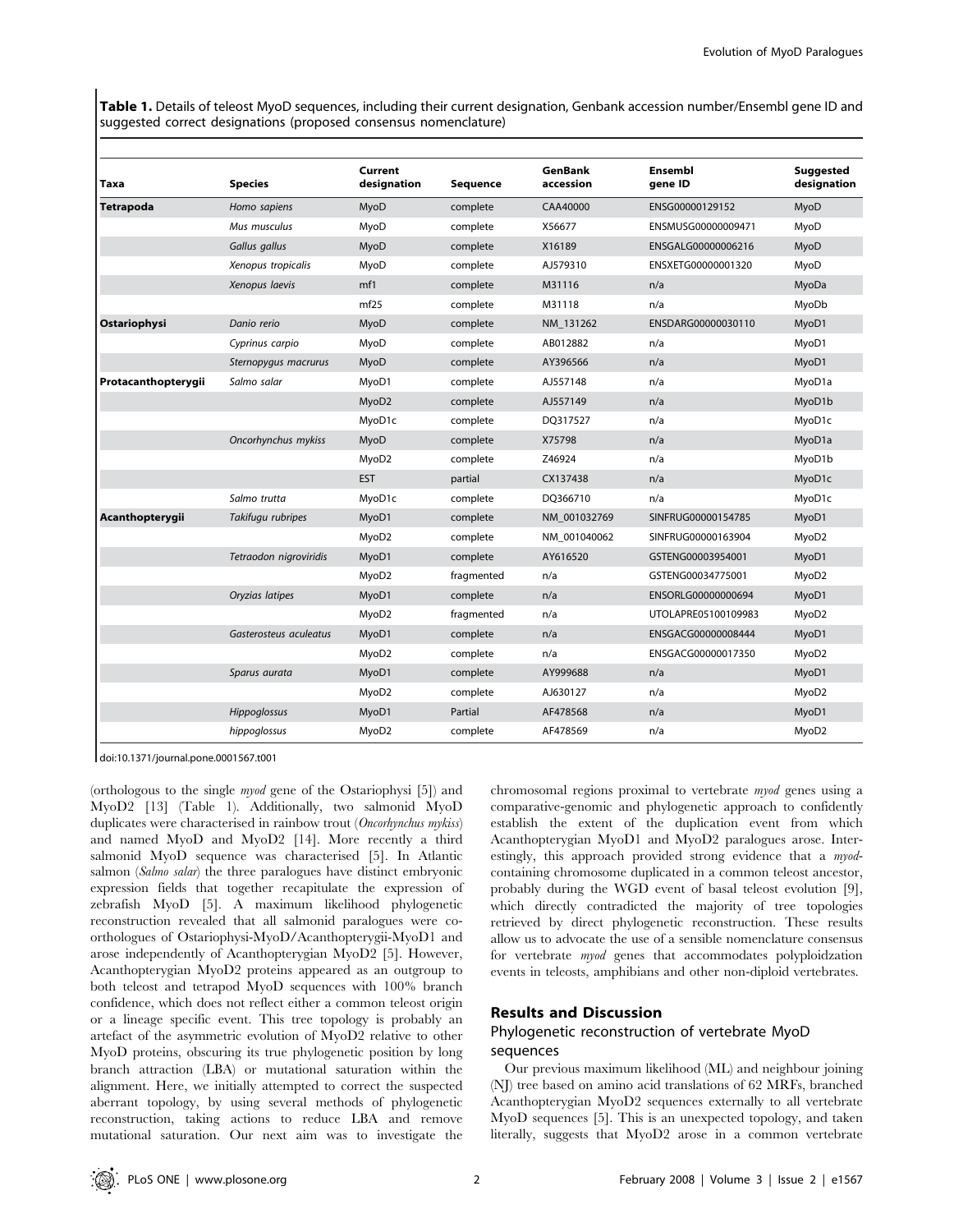**Table 1.** Details of teleost MyoD sequences, including their current designation, Genbank accession number/Ensembl gene ID and suggested correct designations (proposed consensus nomenclature)

| Taxa | Species | Current designation | Sequence | GenBank accession | Ensembl gene ID | Suggested designation |
|---|---|---|---|---|---|---|
| **Tetrapoda** | *Homo sapiens* | MyoD | complete | CAA40000 | ENSG00000129152 | MyoD |
| | *Mus musculus* | MyoD | complete | X56677 | ENSMUSG00000009471 | MyoD |
| | *Gallus gallus* | MyoD | complete | X16189 | ENSGALG00000006216 | MyoD |
| | *Xenopus tropicalis* | MyoD | complete | AJ579310 | ENSXETG00000001320 | MyoD |
| | *Xenopus laevis* | mf1 | complete | M31116 | n/a | MyoDa |
| | | mf25 | complete | M31118 | n/a | MyoDb |
| **Ostariophysi** | *Danio rerio* | MyoD | complete | NM_131262 | ENSDARG00000030110 | MyoD1 |
| | *Cyprinus carpio* | MyoD | complete | AB012882 | n/a | MyoD1 |
| | *Sternopygus macrurus* | MyoD | complete | AY396566 | n/a | MyoD1 |
| **Protacanthopterygii** | *Salmo salar* | MyoD1 | complete | AJ557148 | n/a | MyoD1a |
| | | MyoD2 | complete | AJ557149 | n/a | MyoD1b |
| | | MyoD1c | complete | DQ317527 | n/a | MyoD1c |
| | *Oncorhynchus mykiss* | MyoD | complete | X75798 | n/a | MyoD1a |
| | | MyoD2 | complete | Z46924 | n/a | MyoD1b |
| | | EST | partial | CX137438 | n/a | MyoD1c |
| | *Salmo trutta* | MyoD1c | complete | DQ366710 | n/a | MyoD1c |
| **Acanthopterygii** | *Takifugu rubripes* | MyoD1 | complete | NM_001032769 | SINFRUG00000154785 | MyoD1 |
| | | MyoD2 | complete | NM_001040062 | SINFRUG00000163904 | MyoD2 |
| | *Tetraodon nigroviridis* | MyoD1 | complete | AY616520 | GSTENG00003954001 | MyoD1 |
| | | MyoD2 | fragmented | n/a | GSTENG00034775001 | MyoD2 |
| | *Oryzias latipes* | MyoD1 | complete | n/a | ENSORLG00000000694 | MyoD1 |
| | | MyoD2 | fragmented | n/a | UTOLAPRE05100109983 | MyoD2 |
| | *Gasterosteus aculeatus* | MyoD1 | complete | n/a | ENSGACG00000008444 | MyoD1 |
| | | MyoD2 | complete | n/a | ENSGACG00000017350 | MyoD2 |
| | *Sparus aurata* | MyoD1 | complete | AY999688 | n/a | MyoD1 |
| | | MyoD2 | complete | AJ630127 | n/a | MyoD2 |
| | *Hippoglossus* | MyoD1 | Partial | AF478568 | n/a | MyoD1 |
| | *hippoglossus* | MyoD2 | complete | AF478569 | n/a | MyoD2 |

doi:10.1371/journal.pone.0001567.t001

(orthologous to the single *myod* gene of the Ostariophysi [5]) and MyoD2 [13] (Table 1). Additionally, two salmonid MyoD duplicates were characterised in rainbow trout (*Oncorhynchus mykiss*) and named MyoD and MyoD2 [14]. More recently a third salmonid MyoD sequence was characterised [5]. In Atlantic salmon (*Salmo salar*) the three paralogues have distinct embryonic expression fields that together recapitulate the expression of zebrafish MyoD [5]. A maximum likelihood phylogenetic reconstruction revealed that all salmonid paralogues were co-orthologues of Ostariophysi-MyoD/Acanthopterygii-MyoD1 and arose independently of Acanthopterygian MyoD2 [5]. However, Acanthopterygian MyoD2 proteins appeared as an outgroup to both teleost and tetrapod MyoD sequences with 100% branch confidence, which does not reflect either a common teleost origin or a lineage specific event. This tree topology is probably an artefact of the asymmetric evolution of MyoD2 relative to other MyoD proteins, obscuring its true phylogenetic position by long branch attraction (LBA) or mutational saturation within the alignment. Here, we initially attempted to correct the suspected aberrant topology, by using several methods of phylogenetic reconstruction, taking actions to reduce LBA and remove mutational saturation. Our next aim was to investigate the chromosomal regions proximal to vertebrate *myod* genes using a comparative-genomic and phylogenetic approach to confidently establish the extent of the duplication event from which Acanthopterygian MyoD1 and MyoD2 paralogues arose. Interestingly, this approach provided strong evidence that a *myod*-containing chromosome duplicated in a common teleost ancestor, probably during the WGD event of basal teleost evolution [9], which directly contradicted the majority of tree topologies retrieved by direct phylogenetic reconstruction. These results allow us to advocate the use of a sensible nomenclature consensus for vertebrate *myod* genes that accommodates polyploidzation events in teleosts, amphibians and other non-diploid vertebrates.

## Results and Discussion

### Phylogenetic reconstruction of vertebrate MyoD sequences

Our previous maximum likelihood (ML) and neighbour joining (NJ) tree based on amino acid translations of 62 MRFs, branched Acanthopterygian MyoD2 sequences externally to all vertebrate MyoD sequences [5]. This is an unexpected topology, and taken literally, suggests that MyoD2 arose in a common vertebrate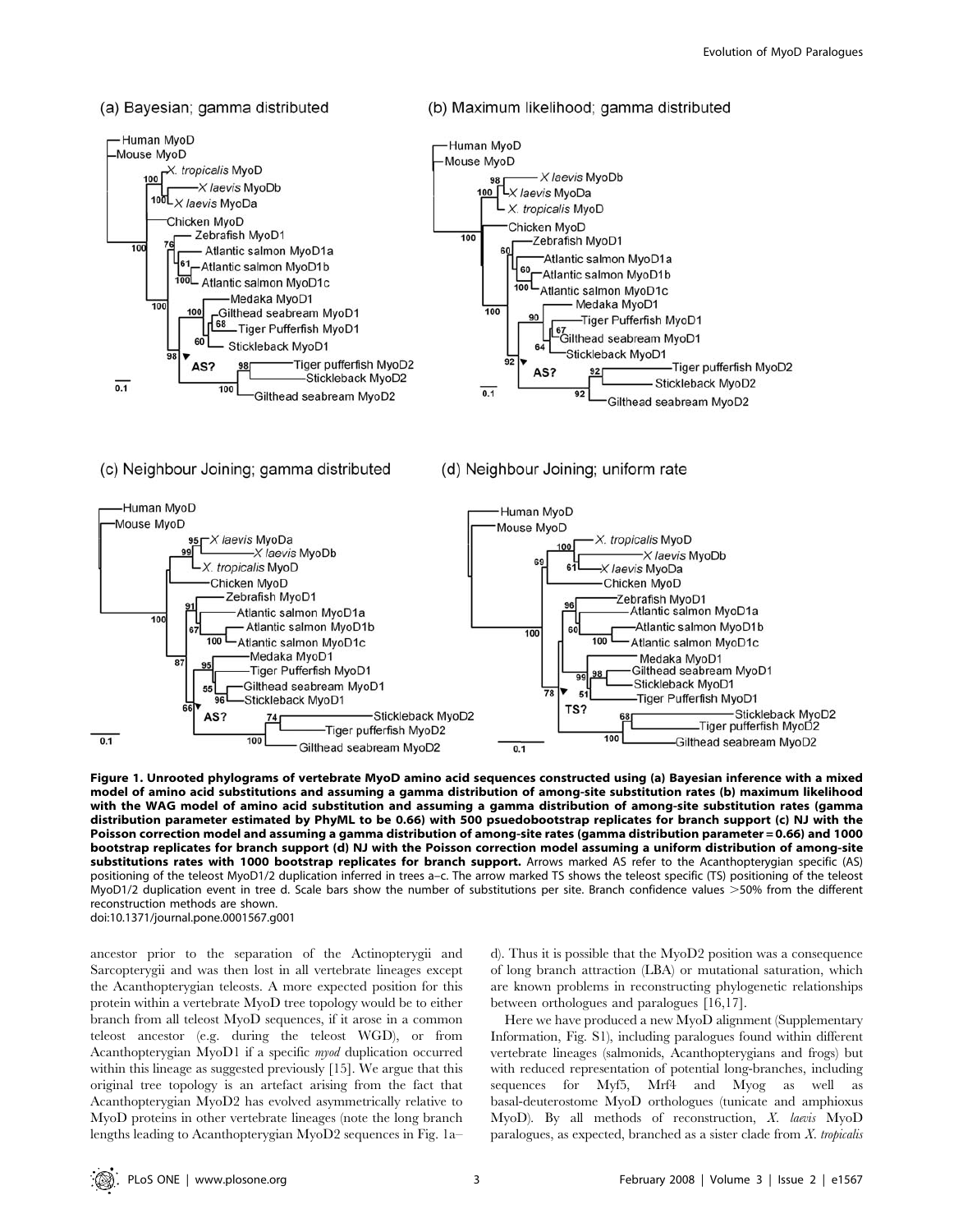**Figure 1. Unrooted phylograms of vertebrate MyoD amino acid sequences constructed using (a) Bayesian inference with a mixed model of amino acid substitutions and assuming a gamma distribution of among-site substitution rates (b) maximum likelihood with the WAG model of amino acid substitution and assuming a gamma distribution of among-site substitution rates (gamma distribution parameter estimated by PhyML to be 0.66) with 500 psuedobootstrap replicates for branch support (c) NJ with the Poisson correction model and assuming a gamma distribution of among-site rates (gamma distribution parameter = 0.66) and 1000 bootstrap replicates for branch support (d) NJ with the Poisson correction model assuming a uniform distribution of among-site substitutions rates with 1000 bootstrap replicates for branch support.** Arrows marked AS refer to the Acanthopterygian specific (AS) positioning of the teleost MyoD1/2 duplication inferred in trees a–c. The arrow marked TS shows the teleost specific (TS) positioning of the teleost MyoD1/2 duplication event in tree d. Scale bars show the number of substitutions per site. Branch confidence values >50% from the different reconstruction methods are shown.
doi:10.1371/journal.pone.0001567.g001

ancestor prior to the separation of the Actinopterygii and Sarcopterygii and was then lost in all vertebrate lineages except the Acanthopterygian teleosts. A more expected position for this protein within a vertebrate MyoD tree topology would be to either branch from all teleost MyoD sequences, if it arose in a common teleost ancestor (e.g. during the teleost WGD), or from Acanthopterygian MyoD1 if a specific *myod* duplication occurred within this lineage as suggested previously [15]. We argue that this original tree topology is an artefact arising from the fact that Acanthopterygian MyoD2 has evolved asymmetrically relative to MyoD proteins in other vertebrate lineages (note the long branch lengths leading to Acanthopterygian MyoD2 sequences in Fig. 1a–d). Thus it is possible that the MyoD2 position was a consequence of long branch attraction (LBA) or mutational saturation, which are known problems in reconstructing phylogenetic relationships between orthologues and paralogues [16,17].

Here we have produced a new MyoD alignment (Supplementary Information, Fig. S1), including paralogues found within different vertebrate lineages (salmonids, Acanthopterygians and frogs) but with reduced representation of potential long-branches, including sequences for Myf5, Mrf4 and Myog as well as basal-deuterostome MyoD orthologues (tunicate and amphioxus MyoD). By all methods of reconstruction, *X. laevis* MyoD paralogues, as expected, branched as a sister clade from *X. tropicalis*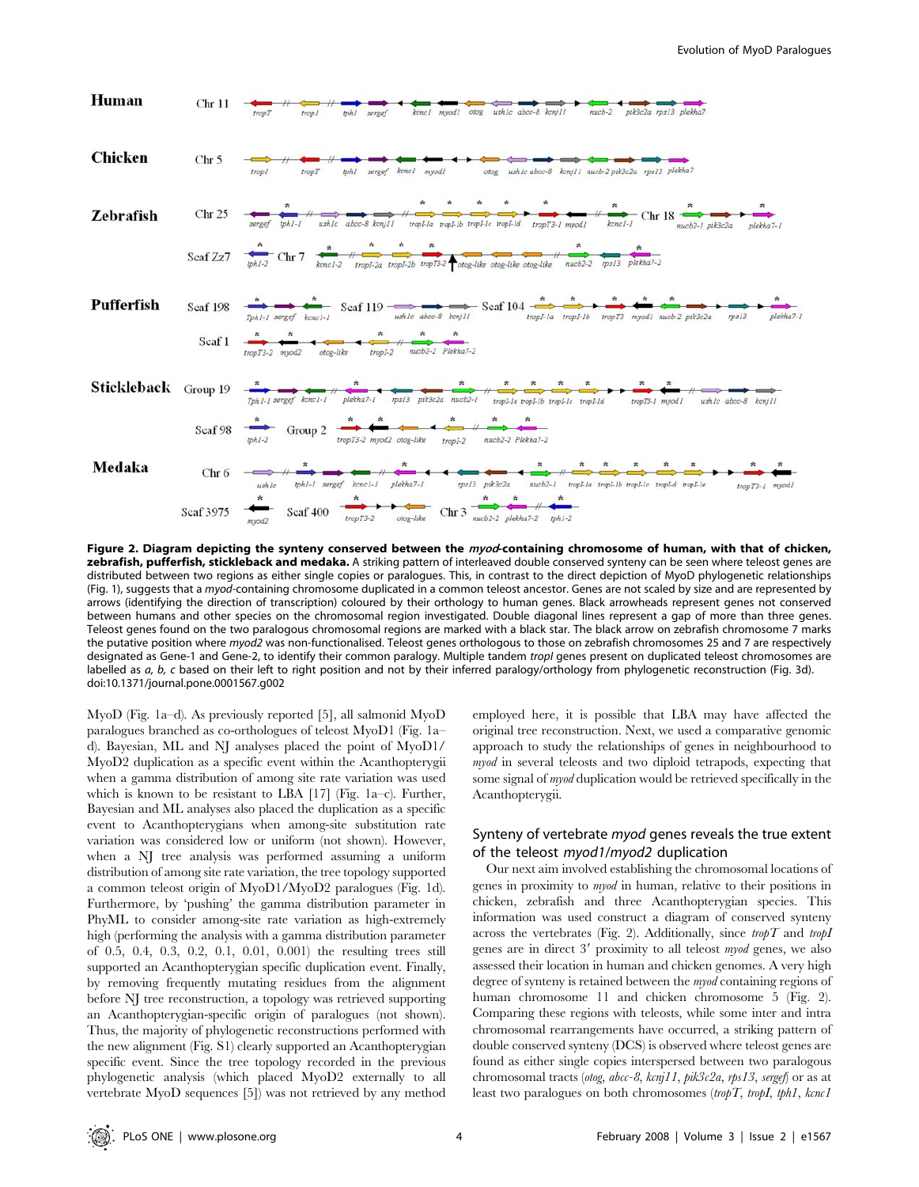**Figure 2. Diagram depicting the synteny conserved between the *myod*-containing chromosome of human, with that of chicken, zebrafish, pufferfish, stickleback and medaka.** A striking pattern of interleaved double conserved synteny can be seen where teleost genes are distributed between two regions as either single copies or paralogues. This, in contrast to the direct depiction of MyoD phylogenetic relationships (Fig. 1), suggests that a *myod*-containing chromosome duplicated in a common teleost ancestor. Genes are not scaled by size and are represented by arrows (identifying the direction of transcription) coloured by their orthology to human genes. Black arrowheads represent genes not conserved between humans and other species on the chromosomal region investigated. Double diagonal lines represent a gap of more than three genes. Teleost genes found on the two paralogous chromosomal regions are marked with a black star. The black arrow on zebrafish chromosome 7 marks the putative position where *myod2* was non-functionalised. Teleost genes orthologous to those on zebrafish chromosomes 25 and 7 are respectively designated as Gene-1 and Gene-2, to identify their common paralogy. Multiple tandem *tropI* genes present on duplicated teleost chromosomes are labelled as *a, b, c* based on their left to right position and not by their inferred paralogy/orthology from phylogenetic reconstruction (Fig. 3d).
doi:10.1371/journal.pone.0001567.g002

MyoD (Fig. 1a–d). As previously reported [5], all salmonid MyoD paralogues branched as co-orthologues of teleost MyoD1 (Fig. 1a–d). Bayesian, ML and NJ analyses placed the point of MyoD1/MyoD2 duplication as a specific event within the Acanthopterygii when a gamma distribution of among site rate variation was used which is known to be resistant to LBA [17] (Fig. 1a–c). Further, Bayesian and ML analyses also placed the duplication as a specific event to Acanthopterygians when among-site substitution rate variation was considered low or uniform (not shown). However, when a NJ tree analysis was performed assuming a uniform distribution of among site rate variation, the tree topology supported a common teleost origin of MyoD1/MyoD2 paralogues (Fig. 1d). Furthermore, by 'pushing' the gamma distribution parameter in PhyML to consider among-site rate variation as high-extremely high (performing the analysis with a gamma distribution parameter of 0.5, 0.4, 0.3, 0.2, 0.1, 0.01, 0.001) the resulting trees still supported an Acanthopterygian specific duplication event. Finally, by removing frequently mutating residues from the alignment before NJ tree reconstruction, a topology was retrieved supporting an Acanthopterygian-specific origin of paralogues (not shown). Thus, the majority of phylogenetic reconstructions performed with the new alignment (Fig. S1) clearly supported an Acanthopterygian specific event. Since the tree topology recorded in the previous phylogenetic analysis (which placed MyoD2 externally to all vertebrate MyoD sequences [5]) was not retrieved by any method employed here, it is possible that LBA may have affected the original tree reconstruction. Next, we used a comparative genomic approach to study the relationships of genes in neighbourhood to *myod* in several teleosts and two diploid tetrapods, expecting that some signal of *myod* duplication would be retrieved specifically in the Acanthopterygii.

## Synteny of vertebrate *myod* genes reveals the true extent of the teleost *myod1/myod2* duplication

Our next aim involved establishing the chromosomal locations of genes in proximity to *myod* in human, relative to their positions in chicken, zebrafish and three Acanthopterygian species. This information was used construct a diagram of conserved synteny across the vertebrates (Fig. 2). Additionally, since *tropT* and *tropI* genes are in direct 3′ proximity to all teleost *myod* genes, we also assessed their location in human and chicken genomes. A very high degree of synteny is retained between the *myod* containing regions of human chromosome 11 and chicken chromosome 5 (Fig. 2). Comparing these regions with teleosts, while some inter and intra chromosomal rearrangements have occurred, a striking pattern of double conserved synteny (DCS) is observed where teleost genes are found as either single copies interspersed between two paralogous chromosomal tracts (*otog, abcc-8, kcnj11, pik3c2a, rps13, sergef*) or as at least two paralogues on both chromosomes (*tropT, tropI, tph1, kcnc1*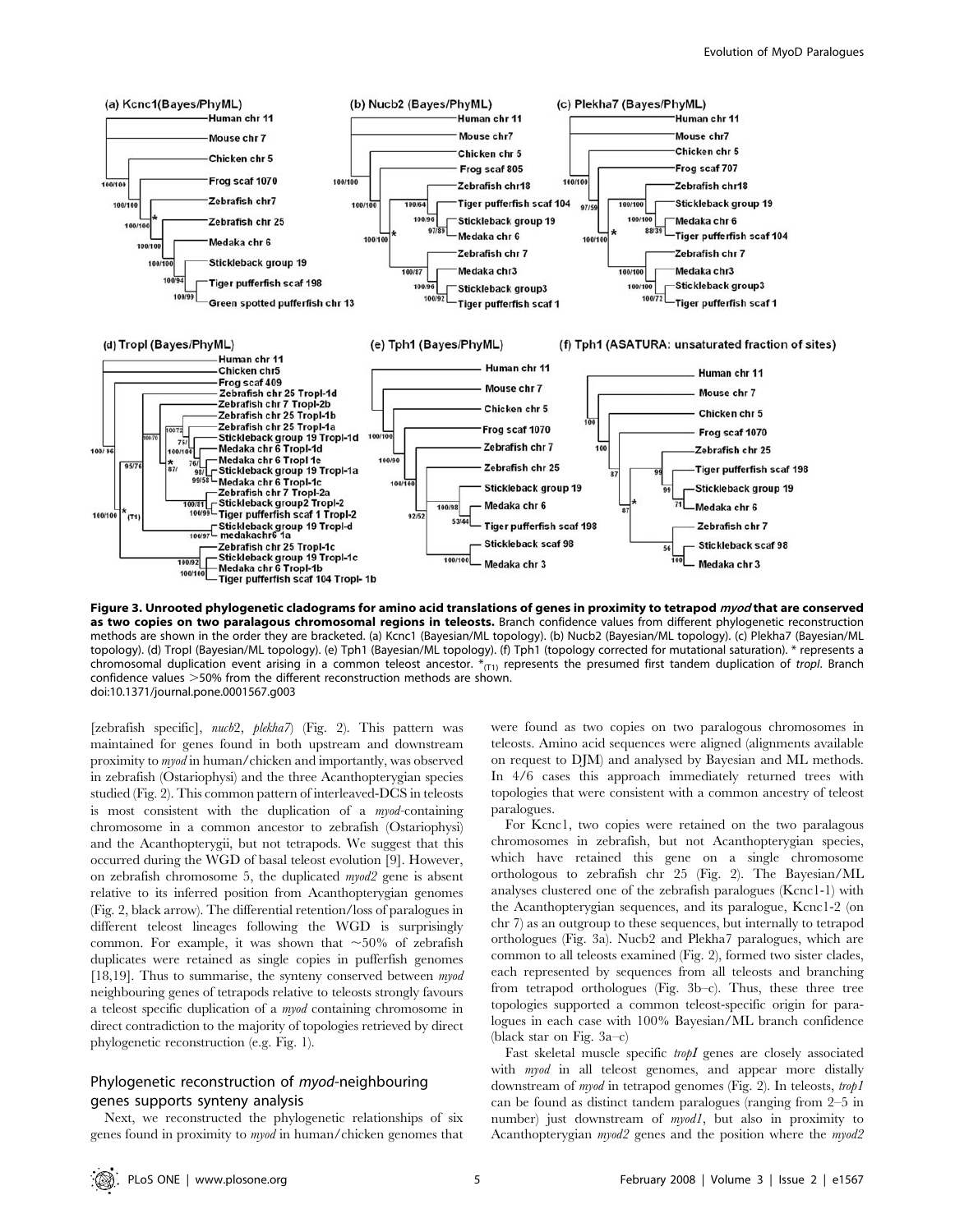**Figure 3. Unrooted phylogenetic cladograms for amino acid translations of genes in proximity to tetrapod *myod* that are conserved as two copies on two paralagous chromosomal regions in teleosts.** Branch confidence values from different phylogenetic reconstruction methods are shown in the order they are bracketed. (a) Kcnc1 (Bayesian/ML topology). (b) Nucb2 (Bayesian/ML topology). (c) Plekha7 (Bayesian/ML topology). (d) TropI (Bayesian/ML topology). (e) Tph1 (Bayesian/ML topology). (f) Tph1 (topology corrected for mutational saturation). * represents a chromosomal duplication event arising in a common teleost ancestor. $*_{(T1)}$ represents the presumed first tandem duplication of *tropI*. Branch confidence values >50% from the different reconstruction methods are shown.
doi:10.1371/journal.pone.0001567.g003

[zebrafish specific], *nucb2*, *plekha7*) (Fig. 2). This pattern was maintained for genes found in both upstream and downstream proximity to *myod* in human/chicken and importantly, was observed in zebrafish (Ostariophysi) and the three Acanthopterygian species studied (Fig. 2). This common pattern of interleaved-DCS in teleosts is most consistent with the duplication of a *myod*-containing chromosome in a common ancestor to zebrafish (Ostariophysi) and the Acanthopterygii, but not tetrapods. We suggest that this occurred during the WGD of basal teleost evolution [9]. However, on zebrafish chromosome 5, the duplicated *myod2* gene is absent relative to its inferred position from Acanthopterygian genomes (Fig. 2, black arrow). The differential retention/loss of paralogues in different teleost lineages following the WGD is surprisingly common. For example, it was shown that ~50% of zebrafish duplicates were retained as single copies in pufferfish genomes [18,19]. Thus to summarise, the synteny conserved between *myod* neighbouring genes of tetrapods relative to teleosts strongly favours a teleost specific duplication of a *myod* containing chromosome in direct contradiction to the majority of topologies retrieved by direct phylogenetic reconstruction (e.g. Fig. 1).

## Phylogenetic reconstruction of *myod*-neighbouring genes supports synteny analysis

Next, we reconstructed the phylogenetic relationships of six genes found in proximity to *myod* in human/chicken genomes that were found as two copies on two paralogous chromosomes in teleosts. Amino acid sequences were aligned (alignments available on request to DJM) and analysed by Bayesian and ML methods. In 4/6 cases this approach immediately returned trees with topologies that were consistent with a common ancestry of teleost paralogues.

For Kcnc1, two copies were retained on the two paralagous chromosomes in zebrafish, but not Acanthopterygian species, which have retained this gene on a single chromosome orthologous to zebrafish chr 25 (Fig. 2). The Bayesian/ML analyses clustered one of the zebrafish paralogues (Kcnc1-1) with the Acanthopterygian sequences, and its paralogue, Kcnc1-2 (on chr 7) as an outgroup to these sequences, but internally to tetrapod orthologues (Fig. 3a). Nucb2 and Plekha7 paralogues, which are common to all teleosts examined (Fig. 2), formed two sister clades, each represented by sequences from all teleosts and branching from tetrapod orthologues (Fig. 3b–c). Thus, these three tree topologies supported a common teleost-specific origin for paralogues in each case with 100% Bayesian/ML branch confidence (black star on Fig. 3a–c)

Fast skeletal muscle specific *tropI* genes are closely associated with *myod* in all teleost genomes, and appear more distally downstream of *myod* in tetrapod genomes (Fig. 2). In teleosts, *trop1* can be found as distinct tandem paralogues (ranging from 2–5 in number) just downstream of *myod1*, but also in proximity to Acanthopterygian *myod2* genes and the position where the *myod2*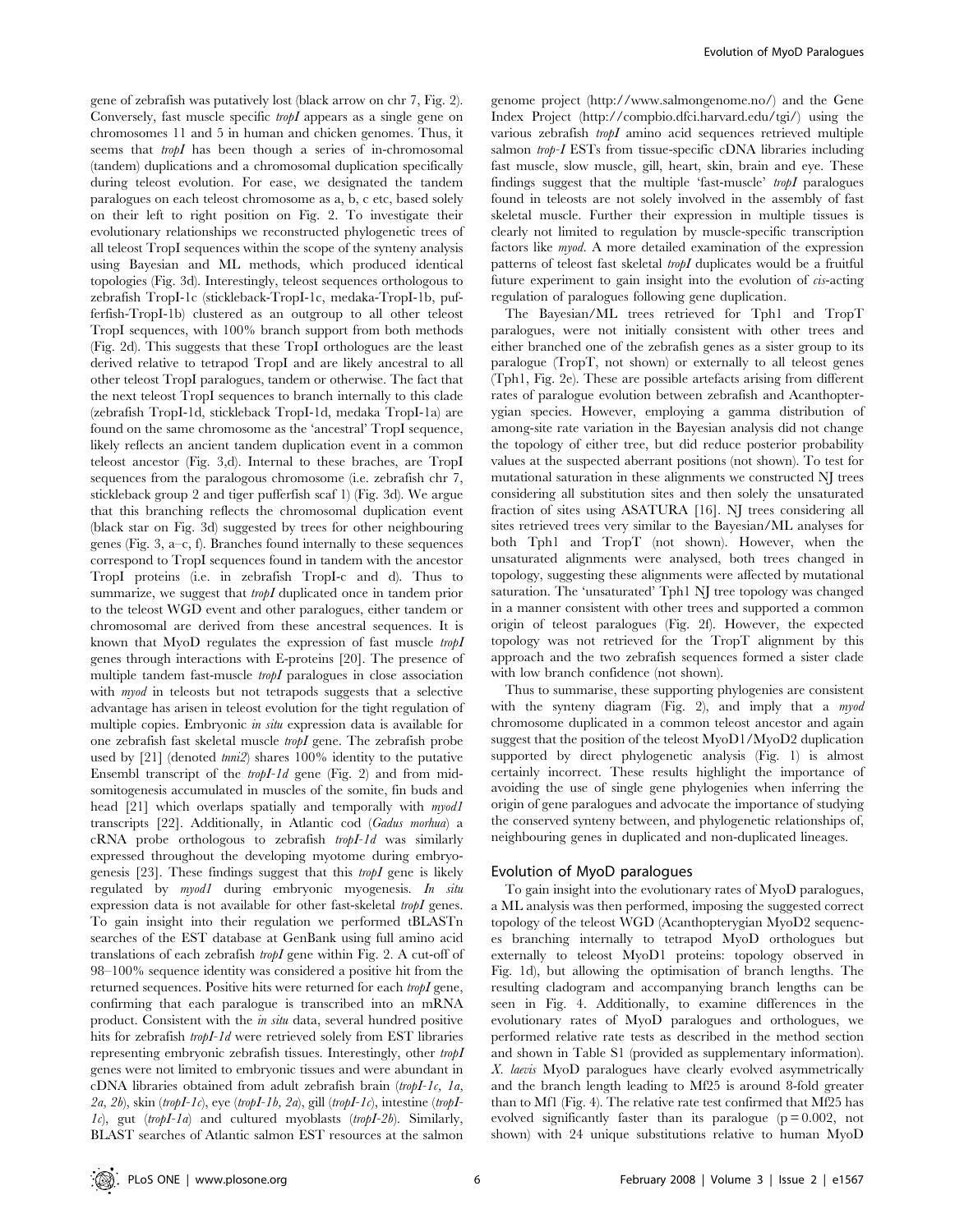gene of zebrafish was putatively lost (black arrow on chr 7, Fig. 2). Conversely, fast muscle specific *tropI* appears as a single gene on chromosomes 11 and 5 in human and chicken genomes. Thus, it seems that *tropI* has been though a series of in-chromosomal (tandem) duplications and a chromosomal duplication specifically during teleost evolution. For ease, we designated the tandem paralogues on each teleost chromosome as a, b, c etc, based solely on their left to right position on Fig. 2. To investigate their evolutionary relationships we reconstructed phylogenetic trees of all teleost TropI sequences within the scope of the synteny analysis using Bayesian and ML methods, which produced identical topologies (Fig. 3d). Interestingly, teleost sequences orthologous to zebrafish TropI-1c (stickleback-TropI-1c, medaka-TropI-1b, pufferfish-TropI-1b) clustered as an outgroup to all other teleost TropI sequences, with 100% branch support from both methods (Fig. 2d). This suggests that these TropI orthologues are the least derived relative to tetrapod TropI and are likely ancestral to all other teleost TropI paralogues, tandem or otherwise. The fact that the next teleost TropI sequences to branch internally to this clade (zebrafish TropI-1d, stickleback TropI-1d, medaka TropI-1a) are found on the same chromosome as the 'ancestral' TropI sequence, likely reflects an ancient tandem duplication event in a common teleost ancestor (Fig. 3,d). Internal to these braches, are TropI sequences from the paralogous chromosome (i.e. zebrafish chr 7, stickleback group 2 and tiger pufferfish scaf 1) (Fig. 3d). We argue that this branching reflects the chromosomal duplication event (black star on Fig. 3d) suggested by trees for other neighbouring genes (Fig. 3, a–c, f). Branches found internally to these sequences correspond to TropI sequences found in tandem with the ancestor TropI proteins (i.e. in zebrafish TropI-c and d). Thus to summarize, we suggest that *tropI* duplicated once in tandem prior to the teleost WGD event and other paralogues, either tandem or chromosomal are derived from these ancestral sequences. It is known that MyoD regulates the expression of fast muscle *tropI* genes through interactions with E-proteins [20]. The presence of multiple tandem fast-muscle *tropI* paralogues in close association with *myod* in teleosts but not tetrapods suggests that a selective advantage has arisen in teleost evolution for the tight regulation of multiple copies. Embryonic *in situ* expression data is available for one zebrafish fast skeletal muscle *tropI* gene. The zebrafish probe used by [21] (denoted *tnni2*) shares 100% identity to the putative Ensembl transcript of the *tropI-1d* gene (Fig. 2) and from mid-somitogenesis accumulated in muscles of the somite, fin buds and head [21] which overlaps spatially and temporally with *myod1* transcripts [22]. Additionally, in Atlantic cod (*Gadus morhua*) a cRNA probe orthologous to zebrafish *tropI-1d* was similarly expressed throughout the developing myotome during embryogenesis [23]. These findings suggest that this *tropI* gene is likely regulated by *myod1* during embryonic myogenesis. *In situ* expression data is not available for other fast-skeletal *tropI* genes. To gain insight into their regulation we performed tBLASTn searches of the EST database at GenBank using full amino acid translations of each zebrafish *tropI* gene within Fig. 2. A cut-off of 98–100% sequence identity was considered a positive hit from the returned sequences. Positive hits were returned for each *tropI* gene, confirming that each paralogue is transcribed into an mRNA product. Consistent with the *in situ* data, several hundred positive hits for zebrafish *tropI-1d* were retrieved solely from EST libraries representing embryonic zebrafish tissues. Interestingly, other *tropI* genes were not limited to embryonic tissues and were abundant in cDNA libraries obtained from adult zebrafish brain (*tropI-1c, 1a, 2a, 2b*), skin (*tropI-1c*), eye (*tropI-1b, 2a*), gill (*tropI-1c*), intestine (*tropI-1c*), gut (*tropI-1a*) and cultured myoblasts (*tropI-2b*). Similarly, BLAST searches of Atlantic salmon EST resources at the salmon genome project (http://www.salmongenome.no/) and the Gene Index Project (http://compbio.dfci.harvard.edu/tgi/) using the various zebrafish *tropI* amino acid sequences retrieved multiple salmon *trop-I* ESTs from tissue-specific cDNA libraries including fast muscle, slow muscle, gill, heart, skin, brain and eye. These findings suggest that the multiple 'fast-muscle' *tropI* paralogues found in teleosts are not solely involved in the assembly of fast skeletal muscle. Further their expression in multiple tissues is clearly not limited to regulation by muscle-specific transcription factors like *myod*. A more detailed examination of the expression patterns of teleost fast skeletal *tropI* duplicates would be a fruitful future experiment to gain insight into the evolution of *cis*-acting regulation of paralogues following gene duplication.

The Bayesian/ML trees retrieved for Tph1 and TropT paralogues, were not initially consistent with other trees and either branched one of the zebrafish genes as a sister group to its paralogue (TropT, not shown) or externally to all teleost genes (Tph1, Fig. 2e). These are possible artefacts arising from different rates of paralogue evolution between zebrafish and Acanthopterygian species. However, employing a gamma distribution of among-site rate variation in the Bayesian analysis did not change the topology of either tree, but did reduce posterior probability values at the suspected aberrant positions (not shown). To test for mutational saturation in these alignments we constructed NJ trees considering all substitution sites and then solely the unsaturated fraction of sites using ASATURA [16]. NJ trees considering all sites retrieved trees very similar to the Bayesian/ML analyses for both Tph1 and TropT (not shown). However, when the unsaturated alignments were analysed, both trees changed in topology, suggesting these alignments were affected by mutational saturation. The 'unsaturated' Tph1 NJ tree topology was changed in a manner consistent with other trees and supported a common origin of teleost paralogues (Fig. 2f). However, the expected topology was not retrieved for the TropT alignment by this approach and the two zebrafish sequences formed a sister clade with low branch confidence (not shown).

Thus to summarise, these supporting phylogenies are consistent with the synteny diagram (Fig. 2), and imply that a *myod* chromosome duplicated in a common teleost ancestor and again suggest that the position of the teleost MyoD1/MyoD2 duplication supported by direct phylogenetic analysis (Fig. 1) is almost certainly incorrect. These results highlight the importance of avoiding the use of single gene phylogenies when inferring the origin of gene paralogues and advocate the importance of studying the conserved synteny between, and phylogenetic relationships of, neighbouring genes in duplicated and non-duplicated lineages.

## Evolution of MyoD paralogues

To gain insight into the evolutionary rates of MyoD paralogues, a ML analysis was then performed, imposing the suggested correct topology of the teleost WGD (Acanthopterygian MyoD2 sequences branching internally to tetrapod MyoD orthologues but externally to teleost MyoD1 proteins: topology observed in Fig. 1d), but allowing the optimisation of branch lengths. The resulting cladogram and accompanying branch lengths can be seen in Fig. 4. Additionally, to examine differences in the evolutionary rates of MyoD paralogues and orthologues, we performed relative rate tests as described in the method section and shown in Table S1 (provided as supplementary information). *X. laevis* MyoD paralogues have clearly evolved asymmetrically and the branch length leading to Mf25 is around 8-fold greater than to Mf1 (Fig. 4). The relative rate test confirmed that Mf25 has evolved significantly faster than its paralogue ($p = 0.002$, not shown) with 24 unique substitutions relative to human MyoD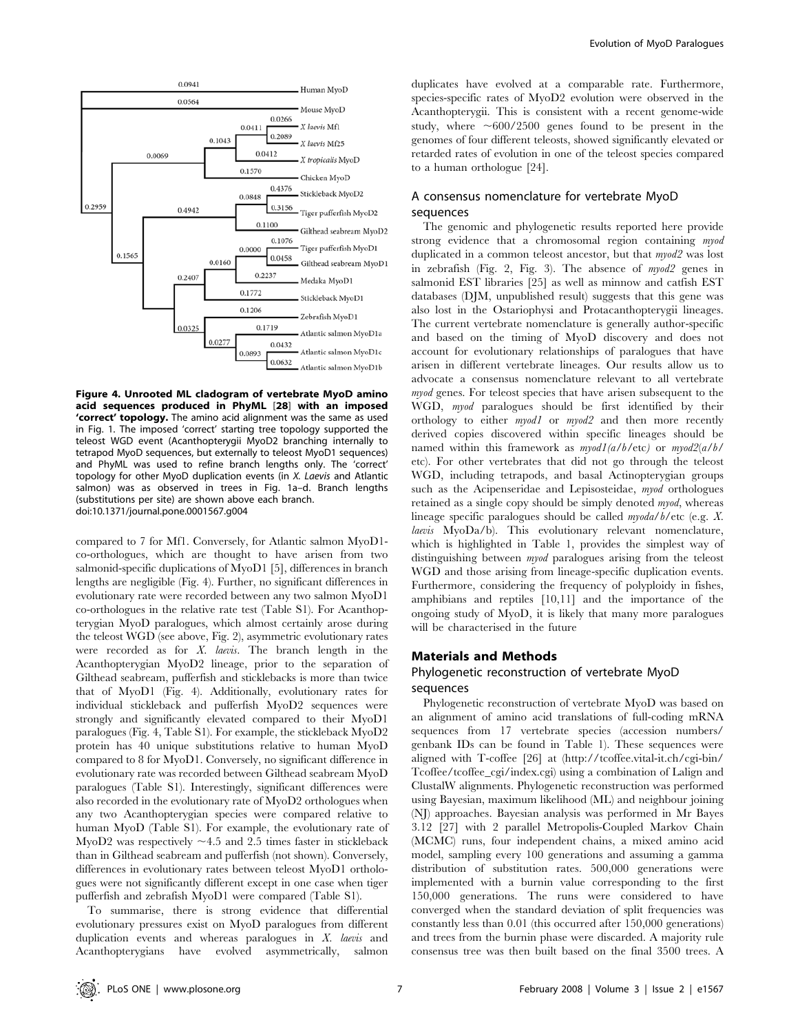**Figure 4. Unrooted ML cladogram of vertebrate MyoD amino acid sequences produced in PhyML [28] with an imposed 'correct' topology.** The amino acid alignment was the same as used in Fig. 1. The imposed 'correct' starting tree topology supported the teleost WGD event (Acanthopterygii MyoD2 branching internally to tetrapod MyoD sequences, but externally to teleost MyoD1 sequences) and PhyML was used to refine branch lengths only. The 'correct' topology for other MyoD duplication events (in *X. Laevis* and Atlantic salmon) was as observed in trees in Fig. 1a–d. Branch lengths (substitutions per site) are shown above each branch.
doi:10.1371/journal.pone.0001567.g004

compared to 7 for Mf1. Conversely, for Atlantic salmon MyoD1-co-orthologues, which are thought to have arisen from two salmonid-specific duplications of MyoD1 [5], differences in branch lengths are negligible (Fig. 4). Further, no significant differences in evolutionary rate were recorded between any two salmon MyoD1 co-orthologues in the relative rate test (Table S1). For Acanthopterygian MyoD paralogues, which almost certainly arose during the teleost WGD (see above, Fig. 2), asymmetric evolutionary rates were recorded as for *X. laevis*. The branch length in the Acanthopterygian MyoD2 lineage, prior to the separation of Gilthead seabream, pufferfish and sticklebacks is more than twice that of MyoD1 (Fig. 4). Additionally, evolutionary rates for individual stickleback and pufferfish MyoD2 sequences were strongly and significantly elevated compared to their MyoD1 paralogues (Fig. 4, Table S1). For example, the stickleback MyoD2 protein has 40 unique substitutions relative to human MyoD compared to 8 for MyoD1. Conversely, no significant difference in evolutionary rate was recorded between Gilthead seabream MyoD paralogues (Table S1). Interestingly, significant differences were also recorded in the evolutionary rate of MyoD2 orthologues when any two Acanthopterygian species were compared relative to human MyoD (Table S1). For example, the evolutionary rate of MyoD2 was respectively ~4.5 and 2.5 times faster in stickleback than in Gilthead seabream and pufferfish (not shown). Conversely, differences in evolutionary rates between teleost MyoD1 orthologues were not significantly different except in one case when tiger pufferfish and zebrafish MyoD1 were compared (Table S1).

To summarise, there is strong evidence that differential evolutionary pressures exist on MyoD paralogues from different duplication events and whereas paralogues in *X. laevis* and Acanthopterygians have evolved asymmetrically, salmon duplicates have evolved at a comparable rate. Furthermore, species-specific rates of MyoD2 evolution were observed in the Acanthopterygii. This is consistent with a recent genome-wide study, where ~600/2500 genes found to be present in the genomes of four different teleosts, showed significantly elevated or retarded rates of evolution in one of the teleost species compared to a human orthologue [24].

### A consensus nomenclature for vertebrate MyoD sequences

The genomic and phylogenetic results reported here provide strong evidence that a chromosomal region containing *myod* duplicated in a common teleost ancestor, but that *myod2* was lost in zebrafish (Fig. 2, Fig. 3). The absence of *myod2* genes in salmonid EST libraries [25] as well as minnow and catfish EST databases (DJM, unpublished result) suggests that this gene was also lost in the Ostariophysi and Protacanthopterygii lineages. The current vertebrate nomenclature is generally author-specific and based on the timing of MyoD discovery and does not account for evolutionary relationships of paralogues that have arisen in different vertebrate lineages. Our results allow us to advocate a consensus nomenclature relevant to all vertebrate *myod* genes. For teleost species that have arisen subsequent to the WGD, *myod* paralogues should be first identified by their orthology to either *myod1* or *myod2* and then more recently derived copies discovered within specific lineages should be named within this framework as *myod1(a/b/*etc*)* or *myod2(a/b/*etc). For other vertebrates that did not go through the teleost WGD, including tetrapods, and basal Actinopterygian groups such as the Acipenseridae and Lepisosteidae, *myod* orthologues retained as a single copy should be simply denoted *myod*, whereas lineage specific paralogues should be called *myoda/b/*etc (e.g. *X. laevis* MyoDa/b). This evolutionary relevant nomenclature, which is highlighted in Table 1, provides the simplest way of distinguishing between *myod* paralogues arising from the teleost WGD and those arising from lineage-specific duplication events. Furthermore, considering the frequency of polyploidy in fishes, amphibians and reptiles [10,11] and the importance of the ongoing study of MyoD, it is likely that many more paralogues will be characterised in the future

## Materials and Methods

### Phylogenetic reconstruction of vertebrate MyoD sequences

Phylogenetic reconstruction of vertebrate MyoD was based on an alignment of amino acid translations of full-coding mRNA sequences from 17 vertebrate species (accession numbers/genbank IDs can be found in Table 1). These sequences were aligned with T-coffee [26] at (http://tcoffee.vital-it.ch/cgi-bin/Tcoffee/tcoffee_cgi/index.cgi) using a combination of Lalign and ClustalW alignments. Phylogenetic reconstruction was performed using Bayesian, maximum likelihood (ML) and neighbour joining (NJ) approaches. Bayesian analysis was performed in Mr Bayes 3.12 [27] with 2 parallel Metropolis-Coupled Markov Chain (MCMC) runs, four independent chains, a mixed amino acid model, sampling every 100 generations and assuming a gamma distribution of substitution rates. 500,000 generations were implemented with a burnin value corresponding to the first 150,000 generations. The runs were considered to have converged when the standard deviation of split frequencies was constantly less than 0.01 (this occurred after 150,000 generations) and trees from the burnin phase were discarded. A majority rule consensus tree was then built based on the final 3500 trees. A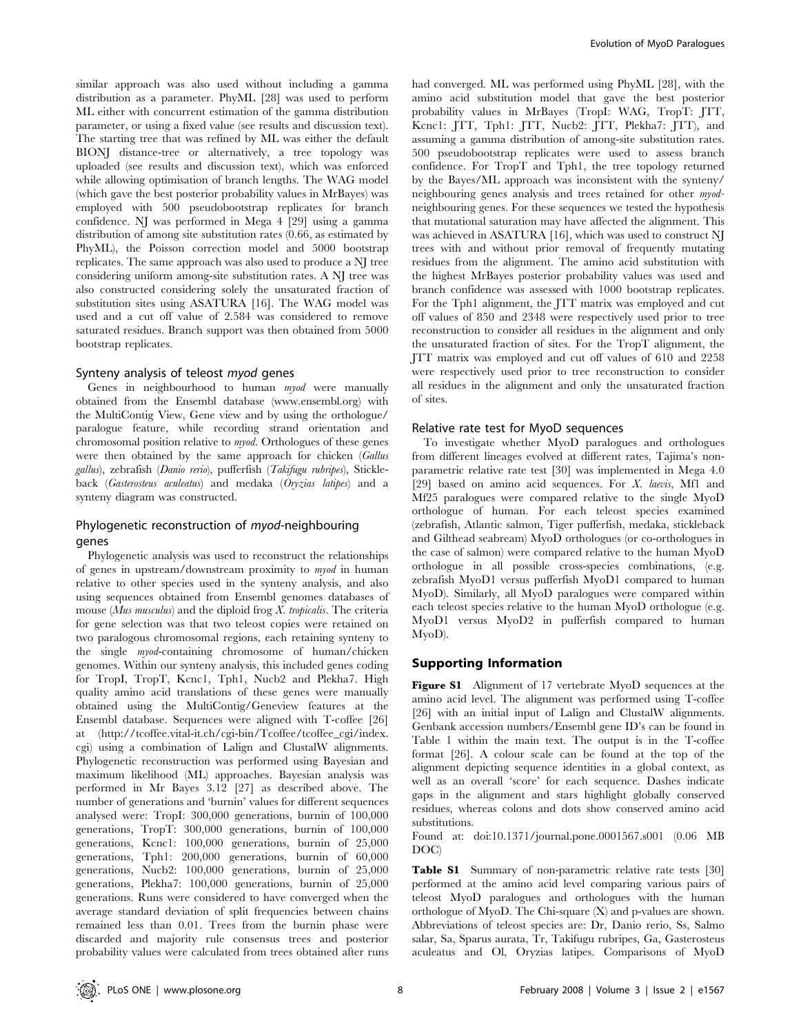similar approach was also used without including a gamma distribution as a parameter. PhyML [28] was used to perform ML either with concurrent estimation of the gamma distribution parameter, or using a fixed value (see results and discussion text). The starting tree that was refined by ML was either the default BIONJ distance-tree or alternatively, a tree topology was uploaded (see results and discussion text), which was enforced while allowing optimisation of branch lengths. The WAG model (which gave the best posterior probability values in MrBayes) was employed with 500 pseudobootstrap replicates for branch confidence. NJ was performed in Mega 4 [29] using a gamma distribution of among site substitution rates (0.66, as estimated by PhyML), the Poisson correction model and 5000 bootstrap replicates. The same approach was also used to produce a NJ tree considering uniform among-site substitution rates. A NJ tree was also constructed considering solely the unsaturated fraction of substitution sites using ASATURA [16]. The WAG model was used and a cut off value of 2.584 was considered to remove saturated residues. Branch support was then obtained from 5000 bootstrap replicates.

### Synteny analysis of teleost *myod* genes

Genes in neighbourhood to human *myod* were manually obtained from the Ensembl database (www.ensembl.org) with the MultiContig View, Gene view and by using the orthologue/paralogue feature, while recording strand orientation and chromosomal position relative to *myod*. Orthologues of these genes were then obtained by the same approach for chicken (*Gallus gallus*), zebrafish (*Danio rerio*), pufferfish (*Takifugu rubripes*), Stickleback (*Gasterosteus aculeatus*) and medaka (*Oryzias latipes*) and a synteny diagram was constructed.

### Phylogenetic reconstruction of *myod*-neighbouring genes

Phylogenetic analysis was used to reconstruct the relationships of genes in upstream/downstream proximity to *myod* in human relative to other species used in the synteny analysis, and also using sequences obtained from Ensembl genomes databases of mouse (*Mus musculus*) and the diploid frog *X. tropicalis*. The criteria for gene selection was that two teleost copies were retained on two paralogous chromosomal regions, each retaining synteny to the single *myod*-containing chromosome of human/chicken genomes. Within our synteny analysis, this included genes coding for TropI, TropT, Kcnc1, Tph1, Nucb2 and Plekha7. High quality amino acid translations of these genes were manually obtained using the MultiContig/Geneview features at the Ensembl database. Sequences were aligned with T-coffee [26] at (http://tcoffee.vital-it.ch/cgi-bin/Tcoffee/tcoffee_cgi/index.cgi) using a combination of Lalign and ClustalW alignments. Phylogenetic reconstruction was performed using Bayesian and maximum likelihood (ML) approaches. Bayesian analysis was performed in Mr Bayes 3.12 [27] as described above. The number of generations and 'burnin' values for different sequences analysed were: TropI: 300,000 generations, burnin of 100,000 generations, TropT: 300,000 generations, burnin of 100,000 generations, Kcnc1: 100,000 generations, burnin of 25,000 generations, Tph1: 200,000 generations, burnin of 60,000 generations, Nucb2: 100,000 generations, burnin of 25,000 generations, Plekha7: 100,000 generations, burnin of 25,000 generations. Runs were considered to have converged when the average standard deviation of split frequencies between chains remained less than 0.01. Trees from the burnin phase were discarded and majority rule consensus trees and posterior probability values were calculated from trees obtained after runs had converged. ML was performed using PhyML [28], with the amino acid substitution model that gave the best posterior probability values in MrBayes (TropI: WAG, TropT: JTT, Kcnc1: JTT, Tph1: JTT, Nucb2: JTT, Plekha7: JTT), and assuming a gamma distribution of among-site substitution rates. 500 pseudobootstrap replicates were used to assess branch confidence. For TropT and Tph1, the tree topology returned by the Bayes/ML approach was inconsistent with the synteny/neighbouring genes analysis and trees retained for other *myod*-neighbouring genes. For these sequences we tested the hypothesis that mutational saturation may have affected the alignment. This was achieved in ASATURA [16], which was used to construct NJ trees with and without prior removal of frequently mutating residues from the alignment. The amino acid substitution with the highest MrBayes posterior probability values was used and branch confidence was assessed with 1000 bootstrap replicates. For the Tph1 alignment, the JTT matrix was employed and cut off values of 850 and 2348 were respectively used prior to tree reconstruction to consider all residues in the alignment and only the unsaturated fraction of sites. For the TropT alignment, the JTT matrix was employed and cut off values of 610 and 2258 were respectively used prior to tree reconstruction to consider all residues in the alignment and only the unsaturated fraction of sites.

### Relative rate test for MyoD sequences

To investigate whether MyoD paralogues and orthologues from different lineages evolved at different rates, Tajima's non-parametric relative rate test [30] was implemented in Mega 4.0 [29] based on amino acid sequences. For *X. laevis*, Mf1 and Mf25 paralogues were compared relative to the single MyoD orthologue of human. For each teleost species examined (zebrafish, Atlantic salmon, Tiger pufferfish, medaka, stickleback and Gilthead seabream) MyoD orthologues (or co-orthologues in the case of salmon) were compared relative to the human MyoD orthologue in all possible cross-species combinations, (e.g. zebrafish MyoD1 versus pufferfish MyoD1 compared to human MyoD). Similarly, all MyoD paralogues were compared within each teleost species relative to the human MyoD orthologue (e.g. MyoD1 versus MyoD2 in pufferfish compared to human MyoD).

## Supporting Information

**Figure S1** Alignment of 17 vertebrate MyoD sequences at the amino acid level. The alignment was performed using T-coffee [26] with an initial input of Lalign and ClustalW alignments. Genbank accession numbers/Ensembl gene ID's can be found in Table 1 within the main text. The output is in the T-coffee format [26]. A colour scale can be found at the top of the alignment depicting sequence identities in a global context, as well as an overall 'score' for each sequence. Dashes indicate gaps in the alignment and stars highlight globally conserved residues, whereas colons and dots show conserved amino acid substitutions.

Found at: doi:10.1371/journal.pone.0001567.s001 (0.06 MB DOC)

**Table S1** Summary of non-parametric relative rate tests [30] performed at the amino acid level comparing various pairs of teleost MyoD paralogues and orthologues with the human orthologue of MyoD. The Chi-square (X) and p-values are shown. Abbreviations of teleost species are: Dr, Danio rerio, Ss, Salmo salar, Sa, Sparus aurata, Tr, Takifugu rubripes, Ga, Gasterosteus aculeatus and Ol, Oryzias latipes. Comparisons of MyoD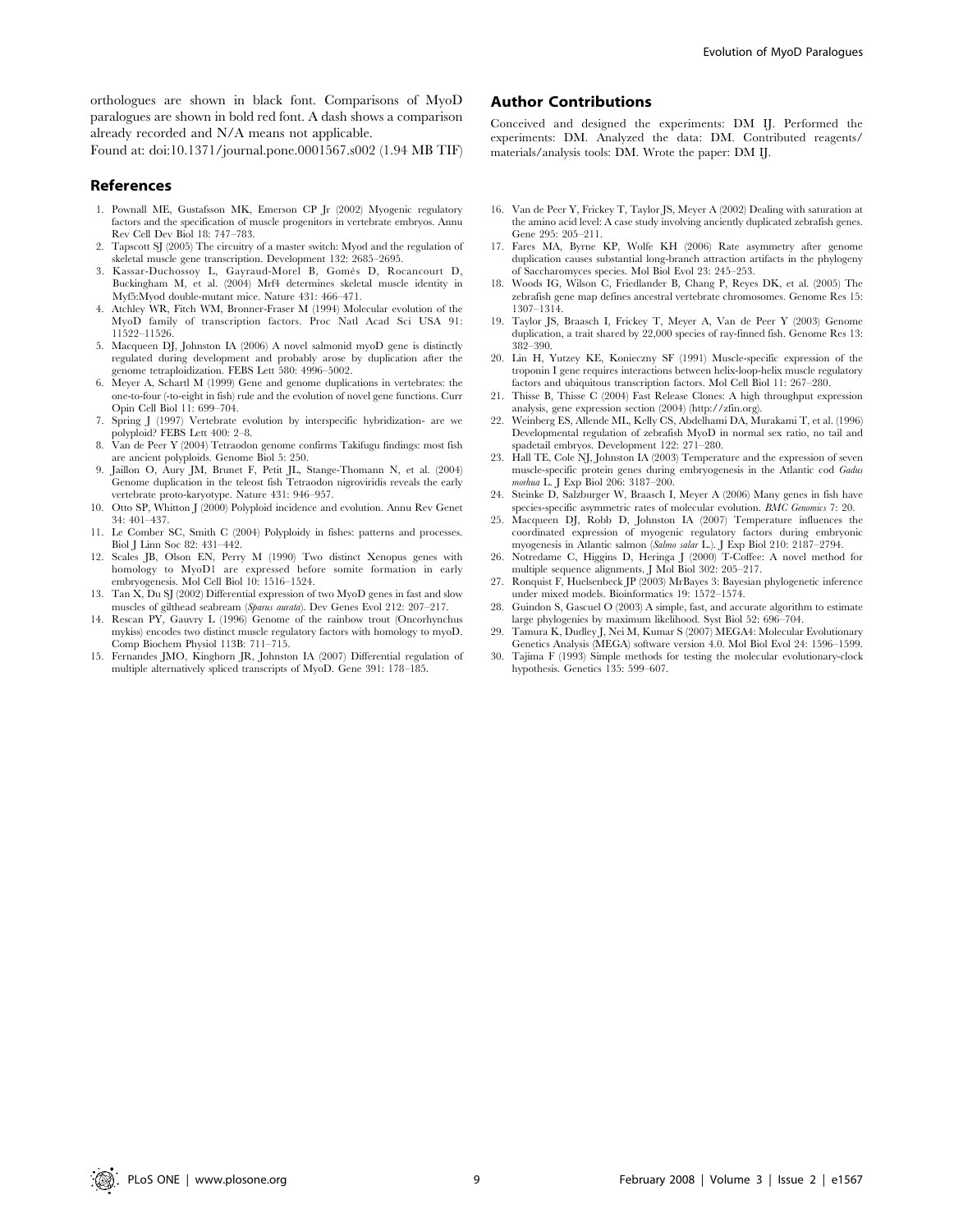orthologues are shown in black font. Comparisons of MyoD paralogues are shown in bold red font. A dash shows a comparison already recorded and N/A means not applicable.

Found at: doi:10.1371/journal.pone.0001567.s002 (1.94 MB TIF)

## Author Contributions

Conceived and designed the experiments: DM IJ. Performed the experiments: DM. Analyzed the data: DM. Contributed reagents/materials/analysis tools: DM. Wrote the paper: DM IJ.

## References

1. Pownall ME, Gustafsson MK, Emerson CP Jr (2002) Myogenic regulatory factors and the specification of muscle progenitors in vertebrate embryos. Annu Rev Cell Dev Biol 18: 747–783.
2. Tapscott SJ (2005) The circuitry of a master switch: Myod and the regulation of skeletal muscle gene transcription. Development 132: 2685–2695.
3. Kassar-Duchossoy L, Gayraud-Morel B, Gomès D, Rocancourt D, Buckingham M, et al. (2004) Mrf4 determines skeletal muscle identity in Myf5:Myod double-mutant mice. Nature 431: 466–471.
4. Atchley WR, Fitch WM, Bronner-Fraser M (1994) Molecular evolution of the MyoD family of transcription factors. Proc Natl Acad Sci USA 91: 11522–11526.
5. Macqueen DJ, Johnston IA (2006) A novel salmonid myoD gene is distinctly regulated during development and probably arose by duplication after the genome tetraploidization. FEBS Lett 580: 4996–5002.
6. Meyer A, Schartl M (1999) Gene and genome duplications in vertebrates: the one-to-four (-to-eight in fish) rule and the evolution of novel gene functions. Curr Opin Cell Biol 11: 699–704.
7. Spring J (1997) Vertebrate evolution by interspecific hybridization- are we polyploid? FEBS Lett 400: 2–8.
8. Van de Peer Y (2004) Tetraodon genome confirms Takifugu findings: most fish are ancient polyploids. Genome Biol 5: 250.
9. Jaillon O, Aury JM, Brunet F, Petit JL, Stange-Thomann N, et al. (2004) Genome duplication in the teleost fish Tetraodon nigroviridis reveals the early vertebrate proto-karyotype. Nature 431: 946–957.
10. Otto SP, Whitton J (2000) Polyploid incidence and evolution. Annu Rev Genet 34: 401–437.
11. Le Comber SC, Smith C (2004) Polyploidy in fishes: patterns and processes. Biol J Linn Soc 82: 431–442.
12. Scales JB, Olson EN, Perry M (1990) Two distinct Xenopus genes with homology to MyoD1 are expressed before somite formation in early embryogenesis. Mol Cell Biol 10: 1516–1524.
13. Tan X, Du SJ (2002) Differential expression of two MyoD genes in fast and slow muscles of gilthead seabream (*Sparus aurata*). Dev Genes Evol 212: 207–217.
14. Rescan PY, Gauvry L (1996) Genome of the rainbow trout (Oncorhynchus mykiss) encodes two distinct muscle regulatory factors with homology to myoD. Comp Biochem Physiol 113B: 711–715.
15. Fernandes JMO, Kinghorn JR, Johnston IA (2007) Differential regulation of multiple alternatively spliced transcripts of MyoD. Gene 391: 178–185.
16. Van de Peer Y, Frickey T, Taylor JS, Meyer A (2002) Dealing with saturation at the amino acid level: A case study involving anciently duplicated zebrafish genes. Gene 295: 205–211.
17. Fares MA, Byrne KP, Wolfe KH (2006) Rate asymmetry after genome duplication causes substantial long-branch attraction artifacts in the phylogeny of Saccharomyces species. Mol Biol Evol 23: 245–253.
18. Woods IG, Wilson C, Friedlander B, Chang P, Reyes DK, et al. (2005) The zebrafish gene map defines ancestral vertebrate chromosomes. Genome Res 15: 1307–1314.
19. Taylor JS, Braasch I, Frickey T, Meyer A, Van de Peer Y (2003) Genome duplication, a trait shared by 22,000 species of ray-finned fish. Genome Res 13: 382–390.
20. Lin H, Yutzey KE, Konieczny SF (1991) Muscle-specific expression of the troponin I gene requires interactions between helix-loop-helix muscle regulatory factors and ubiquitous transcription factors. Mol Cell Biol 11: 267–280.
21. Thisse B, Thisse C (2004) Fast Release Clones: A high throughput expression analysis, gene expression section (2004) (http://zfin.org).
22. Weinberg ES, Allende ML, Kelly CS, Abdelhami DA, Murakami T, et al. (1996) Developmental regulation of zebrafish MyoD in normal sex ratio, no tail and spadetail embryos. Development 122: 271–280.
23. Hall TE, Cole NJ, Johnston IA (2003) Temperature and the expression of seven muscle-specific protein genes during embryogenesis in the Atlantic cod *Gadus morhua* L. J Exp Biol 206: 3187–200.
24. Steinke D, Salzburger W, Braasch I, Meyer A (2006) Many genes in fish have species-specific asymmetric rates of molecular evolution. *BMC Genomics* 7: 20.
25. Macqueen DJ, Robb D, Johnston IA (2007) Temperature influences the coordinated expression of myogenic regulatory factors during embryonic myogenesis in Atlantic salmon (*Salmo salar* L.). J Exp Biol 210: 2187–2794.
26. Notredame C, Higgins D, Heringa J (2000) T-Coffee: A novel method for multiple sequence alignments. J Mol Biol 302: 205–217.
27. Ronquist F, Huelsenbeck JP (2003) MrBayes 3: Bayesian phylogenetic inference under mixed models. Bioinformatics 19: 1572–1574.
28. Guindon S, Gascuel O (2003) A simple, fast, and accurate algorithm to estimate large phylogenies by maximum likelihood. Syst Biol 52: 696–704.
29. Tamura K, Dudley J, Nei M, Kumar S (2007) MEGA4: Molecular Evolutionary Genetics Analysis (MEGA) software version 4.0. Mol Biol Evol 24: 1596–1599.
30. Tajima F (1993) Simple methods for testing the molecular-clock hypothesis. Genetics 135: 599–607.